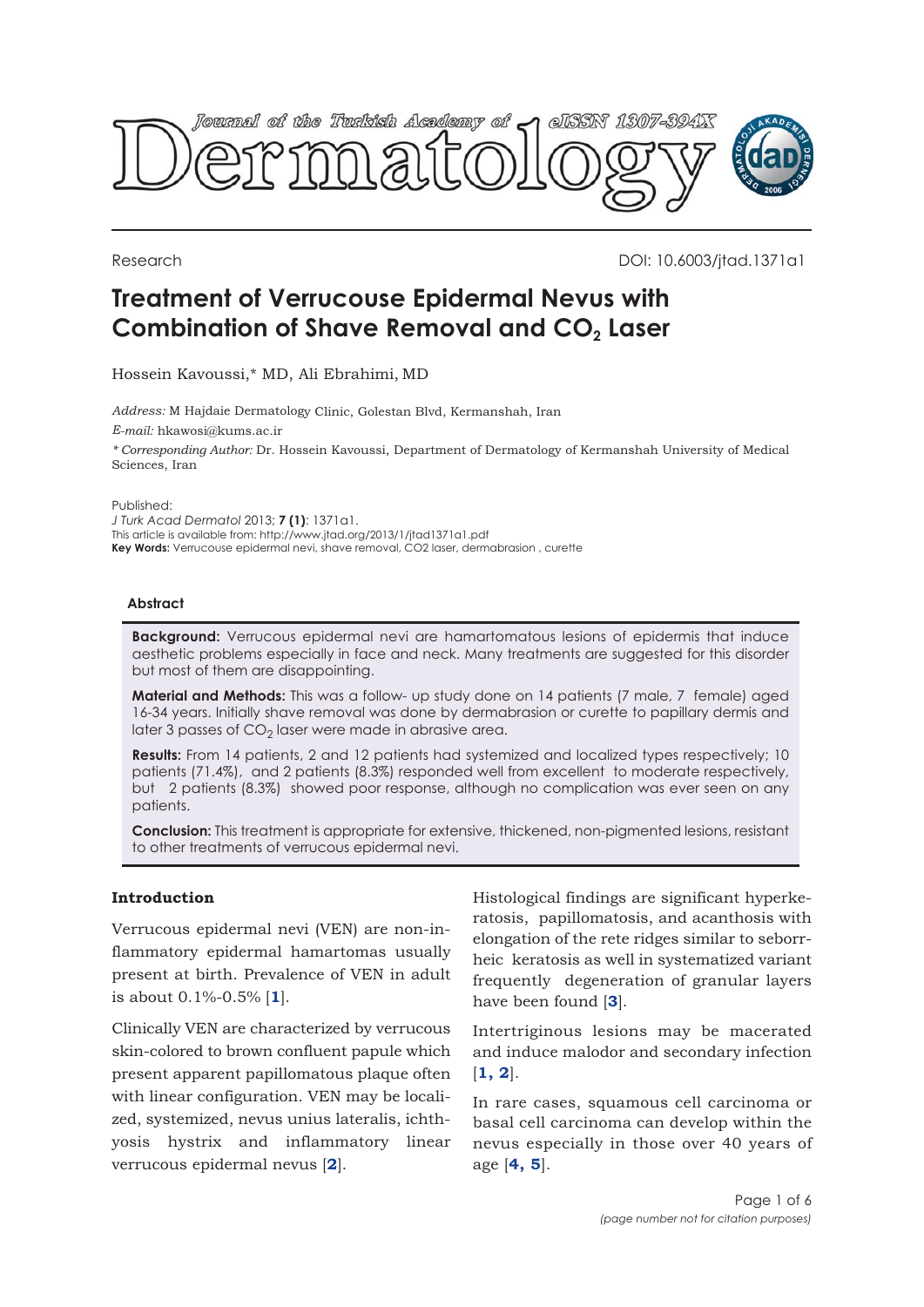Research

DOI: 10.6003/jtad.1371a1

# Treatment of Verrucouse Epidermal Nevus with Combination of Shave Removal and $CO_2$ Laser

Hossein Kavoussi,* MD, Ali Ebrahimi, MD

*Address:* M Hajdaie Dermatology Clinic, Golestan Blvd, Kermanshah, Iran

*E-mail:* hkawosi@kums.ac.ir

*\* Corresponding Author:* Dr. Hossein Kavoussi, Department of Dermatology of Kermanshah University of Medical Sciences, Iran

Published:
*J Turk Acad Dermatol* 2013; **7 (1)**: 1371a1.
This article is available from: http://www.jtad.org/2013/1/jtad1371a1.pdf
**Key Words:** Verrucouse epidermal nevi, shave removal, CO2 laser, dermabrasion , curette

### Abstract

**Background:** Verrucous epidermal nevi are hamartomatous lesions of epidermis that induce aesthetic problems especially in face and neck. Many treatments are suggested for this disorder but most of them are disappointing.

**Material and Methods:** This was a follow- up study done on 14 patients (7 male, 7 female) aged 16-34 years. Initially shave removal was done by dermabrasion or curette to papillary dermis and later 3 passes of $CO_2$ laser were made in abrasive area.

**Results:** From 14 patients, 2 and 12 patients had systemized and localized types respectively; 10 patients (71.4%), and 2 patients (8.3%) responded well from excellent to moderate respectively, but 2 patients (8.3%) showed poor response, although no complication was ever seen on any patients.

**Conclusion:** This treatment is appropriate for extensive, thickened, non-pigmented lesions, resistant to other treatments of verrucous epidermal nevi.

## Introduction

Verrucous epidermal nevi (VEN) are non-inflammatory epidermal hamartomas usually present at birth. Prevalence of VEN in adult is about 0.1%-0.5% [1].

Clinically VEN are characterized by verrucous skin-colored to brown confluent papule which present apparent papillomatous plaque often with linear configuration. VEN may be localized, systemized, nevus unius lateralis, ichthyosis hystrix and inflammatory linear verrucous epidermal nevus [2].

Histological findings are significant hyperkeratosis, papillomatosis, and acanthosis with elongation of the rete ridges similar to seborrheic keratosis as well in systematized variant frequently degeneration of granular layers have been found [3].

Intertriginous lesions may be macerated and induce malodor and secondary infection [1, 2].

In rare cases, squamous cell carcinoma or basal cell carcinoma can develop within the nevus especially in those over 40 years of age [4, 5].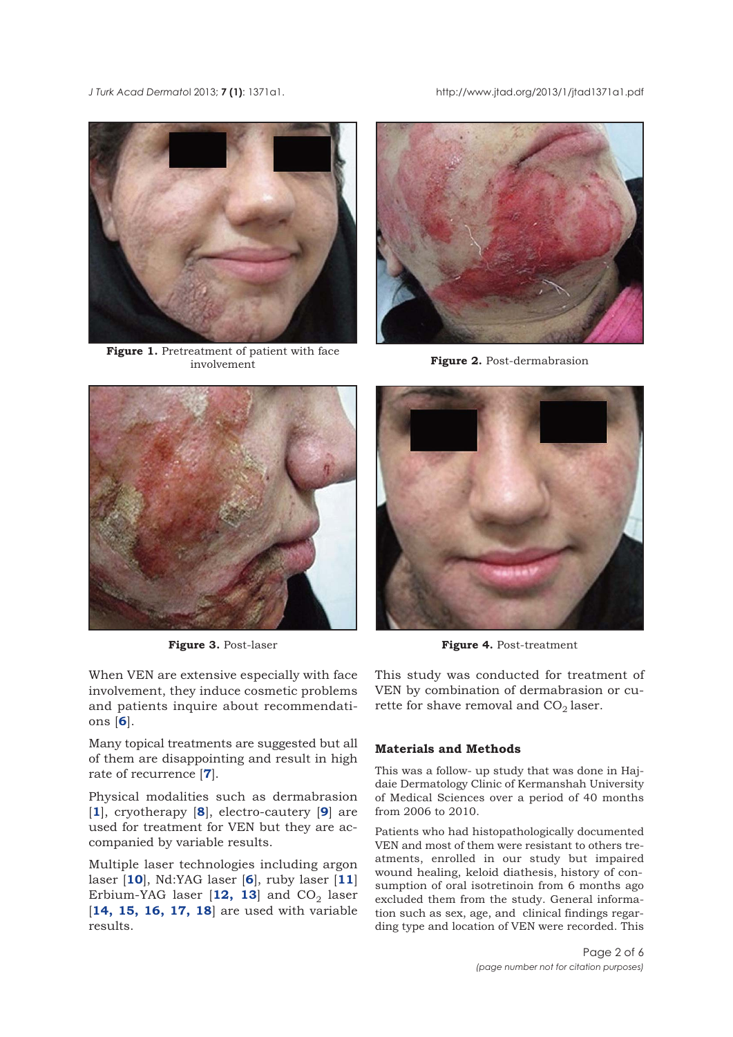**Figure 1.** Pretreatment of patient with face involvement

**Figure 2.** Post-dermabrasion

**Figure 3.** Post-laser

**Figure 4.** Post-treatment

When VEN are extensive especially with face involvement, they induce cosmetic problems and patients inquire about recommendations [6].

Many topical treatments are suggested but all of them are disappointing and result in high rate of recurrence [7].

Physical modalities such as dermabrasion [1], cryotherapy [8], electro-cautery [9] are used for treatment for VEN but they are accompanied by variable results.

Multiple laser technologies including argon laser [10], Nd:YAG laser [6], ruby laser [11] Erbium-YAG laser [12, 13] and $CO_2$ laser [14, 15, 16, 17, 18] are used with variable results.

This study was conducted for treatment of VEN by combination of dermabrasion or curette for shave removal and $CO_2$ laser.

## Materials and Methods

This was a follow- up study that was done in Hajdaie Dermatology Clinic of Kermanshah University of Medical Sciences over a period of 40 months from 2006 to 2010.

Patients who had histopathologically documented VEN and most of them were resistant to others treatments, enrolled in our study but impaired wound healing, keloid diathesis, history of consumption of oral isotretinoin from 6 months ago excluded them from the study. General information such as sex, age, and clinical findings regarding type and location of VEN were recorded. This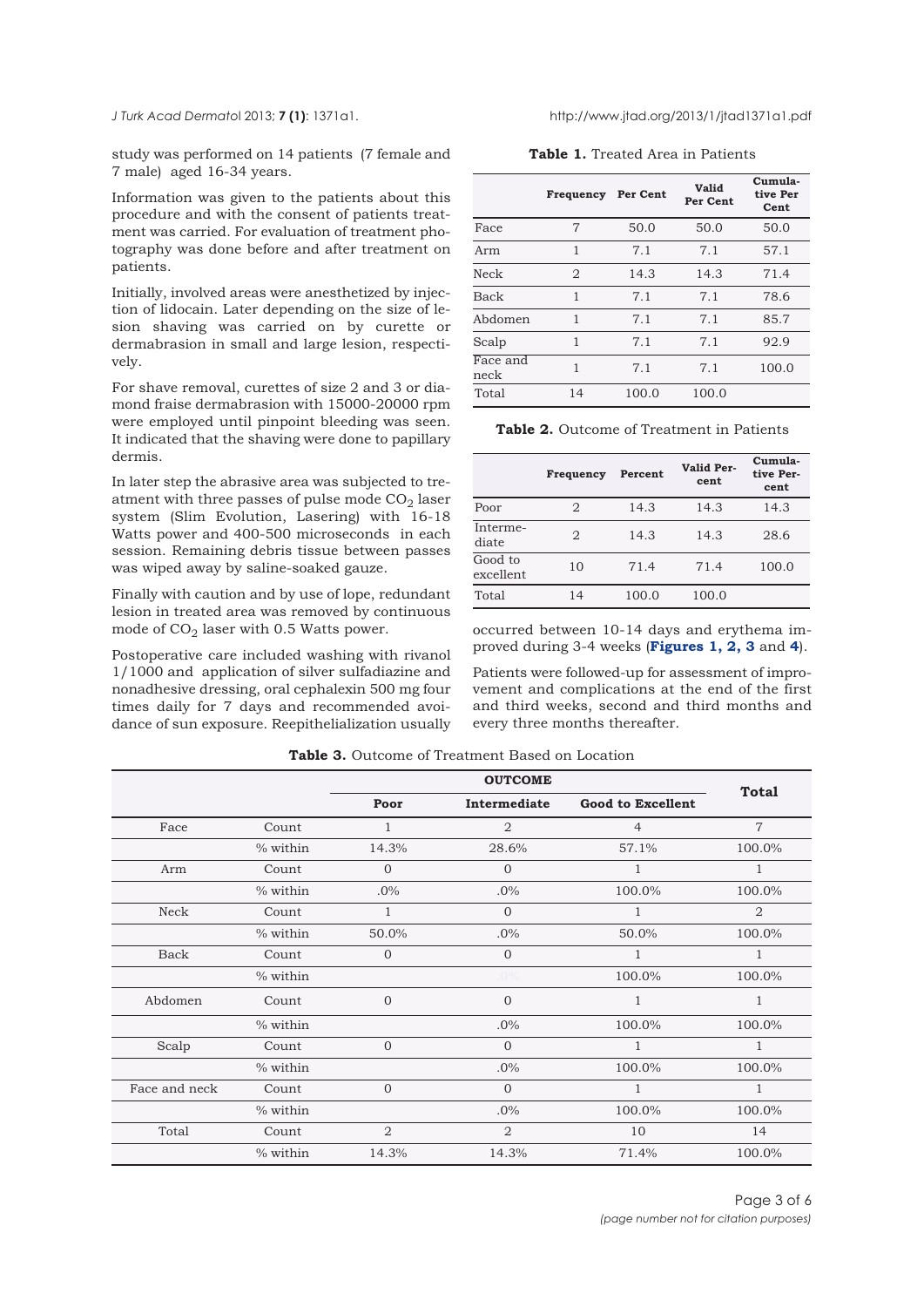study was performed on 14 patients (7 female and 7 male) aged 16-34 years.

Information was given to the patients about this procedure and with the consent of patients treatment was carried. For evaluation of treatment photography was done before and after treatment on patients.

Initially, involved areas were anesthetized by injection of lidocain. Later depending on the size of lesion shaving was carried on by curette or dermabrasion in small and large lesion, respectively.

For shave removal, curettes of size 2 and 3 or diamond fraise dermabrasion with 15000-20000 rpm were employed until pinpoint bleeding was seen. It indicated that the shaving were done to papillary dermis.

In later step the abrasive area was subjected to treatment with three passes of pulse mode $CO_2$ laser system (Slim Evolution, Lasering) with 16-18 Watts power and 400-500 microseconds in each session. Remaining debris tissue between passes was wiped away by saline-soaked gauze.

Finally with caution and by use of lope, redundant lesion in treated area was removed by continuous mode of $CO_2$ laser with 0.5 Watts power.

Postoperative care included washing with rivanol 1/1000 and application of silver sulfadiazine and nonadhesive dressing, oral cephalexin 500 mg four times daily for 7 days and recommended avoidance of sun exposure. Reepithelialization usually occurred between 10-14 days and erythema improved during 3-4 weeks (**Figures 1, 2, 3** and **4**).

Patients were followed-up for assessment of improvement and complications at the end of the first and third weeks, second and third months and every three months thereafter.

**Table 1.** Treated Area in Patients

| | Frequency | Per Cent | Valid Per Cent | Cumulative Per Cent |
|---|---|---|---|---|
| Face | 7 | 50.0 | 50.0 | 50.0 |
| Arm | 1 | 7.1 | 7.1 | 57.1 |
| Neck | 2 | 14.3 | 14.3 | 71.4 |
| Back | 1 | 7.1 | 7.1 | 78.6 |
| Abdomen | 1 | 7.1 | 7.1 | 85.7 |
| Scalp | 1 | 7.1 | 7.1 | 92.9 |
| Face and neck | 1 | 7.1 | 7.1 | 100.0 |
| Total | 14 | 100.0 | 100.0 | |

**Table 2.** Outcome of Treatment in Patients

| | Frequency | Percent | Valid Percent | Cumulative Percent |
|---|---|---|---|---|
| Poor | 2 | 14.3 | 14.3 | 14.3 |
| Intermediate | 2 | 14.3 | 14.3 | 28.6 |
| Good to excellent | 10 | 71.4 | 71.4 | 100.0 |
| Total | 14 | 100.0 | 100.0 | |

**Table 3.** Outcome of Treatment Based on Location

| | | OUTCOME | | | Total |
|---|---|---|---|---|---|
| | | Poor | Intermediate | Good to Excellent | |
| Face | Count | 1 | 2 | 4 | 7 |
| | % within | 14.3% | 28.6% | 57.1% | 100.0% |
| Arm | Count | 0 | 0 | 1 | 1 |
| | % within | .0% | .0% | 100.0% | 100.0% |
| Neck | Count | 1 | 0 | 1 | 2 |
| | % within | 50.0% | .0% | 50.0% | 100.0% |
| Back | Count | 0 | 0 | 1 | 1 |
| | % within | | .0% | 100.0% | 100.0% |
| Abdomen | Count | 0 | 0 | 1 | 1 |
| | % within | | .0% | 100.0% | 100.0% |
| Scalp | Count | 0 | 0 | 1 | 1 |
| | % within | | .0% | 100.0% | 100.0% |
| Face and neck | Count | 0 | 0 | 1 | 1 |
| | % within | | .0% | 100.0% | 100.0% |
| Total | Count | 2 | 2 | 10 | 14 |
| | % within | 14.3% | 14.3% | 71.4% | 100.0% |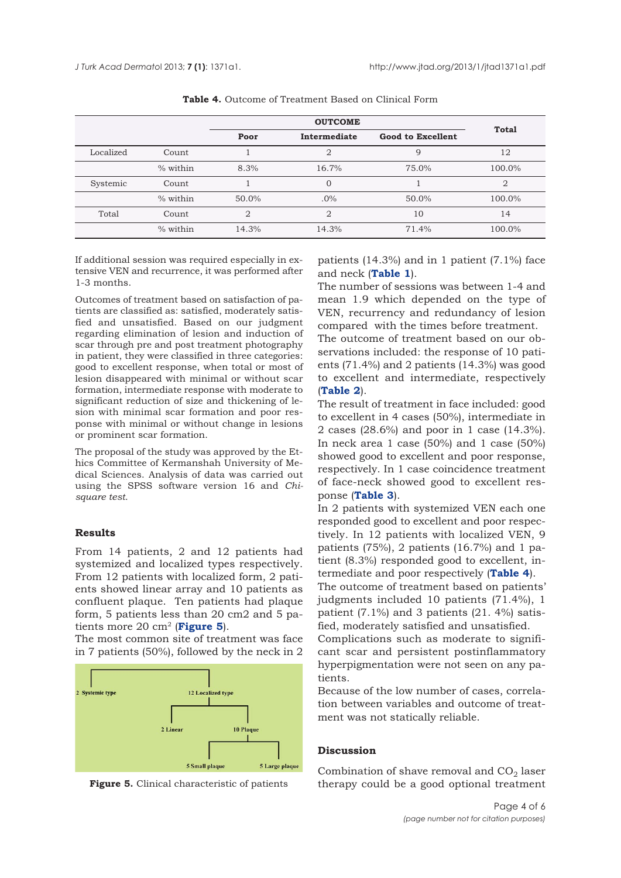**Table 4.** Outcome of Treatment Based on Clinical Form

| | | OUTCOME | | | Total |
|---|---|---|---|---|---|
| | | Poor | Intermediate | Good to Excellent | |
| Localized | Count | 1 | 2 | 9 | 12 |
| | % within | 8.3% | 16.7% | 75.0% | 100.0% |
| Systemic | Count | 1 | 0 | 1 | 2 |
| | % within | 50.0% | .0% | 50.0% | 100.0% |
| Total | Count | 2 | 2 | 10 | 14 |
| | % within | 14.3% | 14.3% | 71.4% | 100.0% |

If additional session was required especially in extensive VEN and recurrence, it was performed after 1-3 months.

Outcomes of treatment based on satisfaction of patients are classified as: satisfied, moderately satisfied and unsatisfied. Based on our judgment regarding elimination of lesion and induction of scar through pre and post treatment photography in patient, they were classified in three categories: good to excellent response, when total or most of lesion disappeared with minimal or without scar formation, intermediate response with moderate to significant reduction of size and thickening of lesion with minimal scar formation and poor response with minimal or without change in lesions or prominent scar formation.

The proposal of the study was approved by the Ethics Committee of Kermanshah University of Medical Sciences. Analysis of data was carried out using the SPSS software version 16 and *Chi-square test*.

## Results

From 14 patients, 2 and 12 patients had systemized and localized types respectively. From 12 patients with localized form, 2 patients showed linear array and 10 patients as confluent plaque. Ten patients had plaque form, 5 patients less than 20 cm2 and 5 patients more 20 $cm^2$ (**Figure 5**).

The most common site of treatment was face in 7 patients (50%), followed by the neck in 2 patients (14.3%) and in 1 patient (7.1%) face and neck (**Table 1**).

**Figure 5.** Clinical characteristic of patients

The number of sessions was between 1-4 and mean 1.9 which depended on the type of VEN, recurrency and redundancy of lesion compared with the times before treatment.

The outcome of treatment based on our observations included: the response of 10 patients (71.4%) and 2 patients (14.3%) was good to excellent and intermediate, respectively (**Table 2**).

The result of treatment in face included: good to excellent in 4 cases (50%), intermediate in 2 cases (28.6%) and poor in 1 case (14.3%). In neck area 1 case (50%) and 1 case (50%) showed good to excellent and poor response, respectively. In 1 case coincidence treatment of face-neck showed good to excellent response (**Table 3**).

In 2 patients with systemized VEN each one responded good to excellent and poor respectively. In 12 patients with localized VEN, 9 patients (75%), 2 patients (16.7%) and 1 patient (8.3%) responded good to excellent, intermediate and poor respectively (**Table 4**).

The outcome of treatment based on patients' judgments included 10 patients (71.4%), 1 patient (7.1%) and 3 patients (21. 4%) satisfied, moderately satisfied and unsatisfied.

Complications such as moderate to significant scar and persistent postinflammatory hyperpigmentation were not seen on any patients.

Because of the low number of cases, correlation between variables and outcome of treatment was not statically reliable.

## Discussion

Combination of shave removal and $CO_2$ laser therapy could be a good optional treatment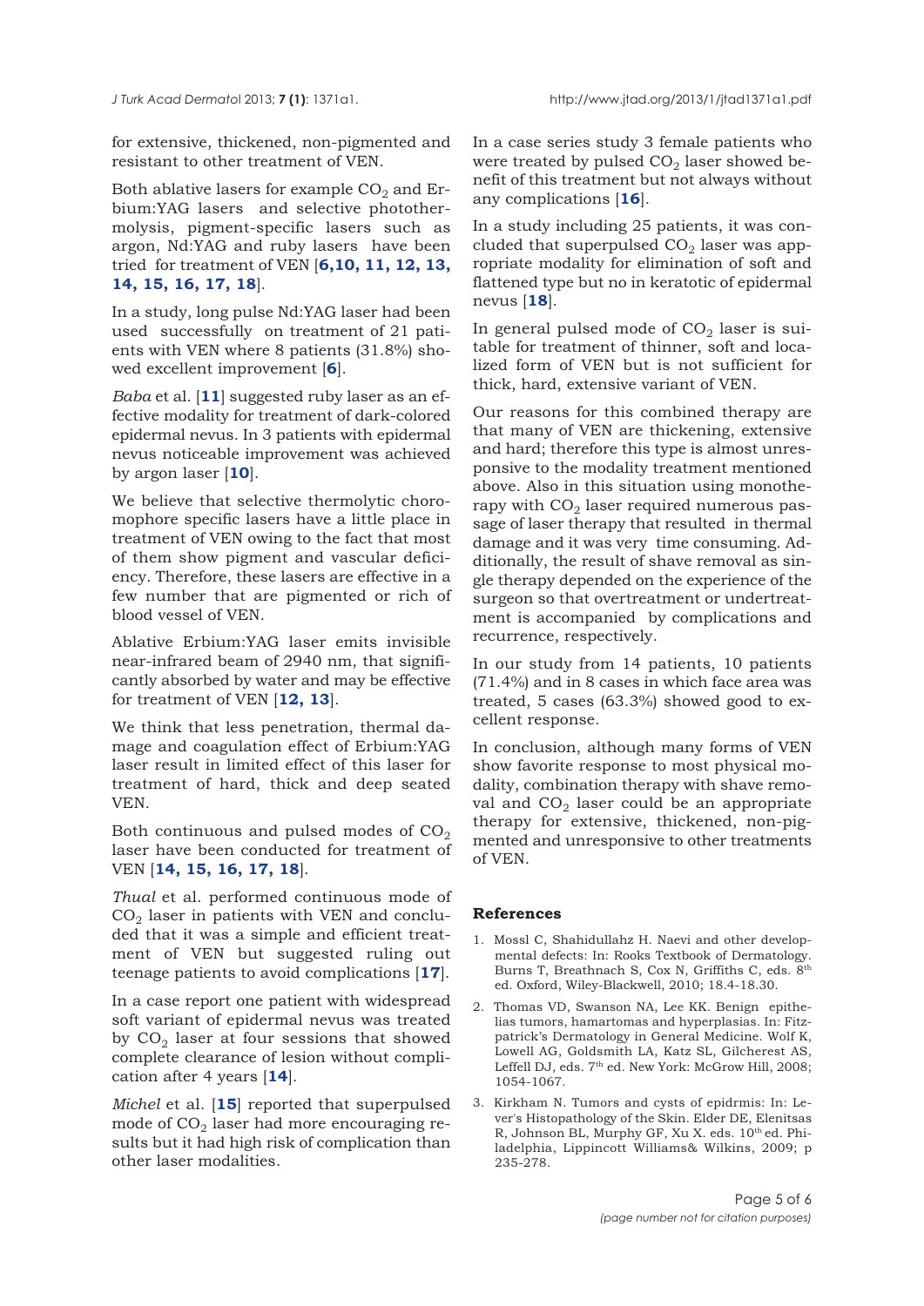for extensive, thickened, non-pigmented and resistant to other treatment of VEN.

Both ablative lasers for example $CO_2$ and Erbium:YAG lasers and selective photothermolysis, pigment-specific lasers such as argon, Nd:YAG and ruby lasers have been tried for treatment of VEN [**6,10, 11, 12, 13, 14, 15, 16, 17, 18**].

In a study, long pulse Nd:YAG laser had been used successfully on treatment of 21 patients with VEN where 8 patients (31.8%) showed excellent improvement [**6**].

*Baba* et al. [**11**] suggested ruby laser as an effective modality for treatment of dark-colored epidermal nevus. In 3 patients with epidermal nevus noticeable improvement was achieved by argon laser [**10**].

We believe that selective thermolytic choromophore specific lasers have a little place in treatment of VEN owing to the fact that most of them show pigment and vascular deficiency. Therefore, these lasers are effective in a few number that are pigmented or rich of blood vessel of VEN.

Ablative Erbium:YAG laser emits invisible near-infrared beam of 2940 nm, that significantly absorbed by water and may be effective for treatment of VEN [**12, 13**].

We think that less penetration, thermal damage and coagulation effect of Erbium:YAG laser result in limited effect of this laser for treatment of hard, thick and deep seated VEN.

Both continuous and pulsed modes of $CO_2$ laser have been conducted for treatment of VEN [**14, 15, 16, 17, 18**].

*Thual* et al. performed continuous mode of $CO_2$ laser in patients with VEN and concluded that it was a simple and efficient treatment of VEN but suggested ruling out teenage patients to avoid complications [**17**].

In a case report one patient with widespread soft variant of epidermal nevus was treated by $CO_2$ laser at four sessions that showed complete clearance of lesion without complication after 4 years [**14**].

*Michel* et al. [**15**] reported that superpulsed mode of $CO_2$ laser had more encouraging results but it had high risk of complication than other laser modalities.

In a case series study 3 female patients who were treated by pulsed $CO_2$ laser showed benefit of this treatment but not always without any complications [**16**].

In a study including 25 patients, it was concluded that superpulsed $CO_2$ laser was appropriate modality for elimination of soft and flattened type but no in keratotic of epidermal nevus [**18**].

In general pulsed mode of $CO_2$ laser is suitable for treatment of thinner, soft and localized form of VEN but is not sufficient for thick, hard, extensive variant of VEN.

Our reasons for this combined therapy are that many of VEN are thickening, extensive and hard; therefore this type is almost unresponsive to the modality treatment mentioned above. Also in this situation using monotherapy with $CO_2$ laser required numerous passage of laser therapy that resulted in thermal damage and it was very time consuming. Additionally, the result of shave removal as single therapy depended on the experience of the surgeon so that overtreatment or undertreatment is accompanied by complications and recurrence, respectively.

In our study from 14 patients, 10 patients (71.4%) and in 8 cases in which face area was treated, 5 cases (63.3%) showed good to excellent response.

In conclusion, although many forms of VEN show favorite response to most physical modality, combination therapy with shave removal and $CO_2$ laser could be an appropriate therapy for extensive, thickened, non-pigmented and unresponsive to other treatments of VEN.

## References

1. Mossl C, Shahidullahz H. Naevi and other developmental defects: In: Rooks Textbook of Dermatology. Burns T, Breathnach S, Cox N, Griffiths C, eds. 8th ed. Oxford, Wiley-Blackwell, 2010; 18.4-18.30.
2. Thomas VD, Swanson NA, Lee KK. Benign epithelias tumors, hamartomas and hyperplasias. In: Fitzpatrick's Dermatology in General Medicine. Wolf K, Lowell AG, Goldsmith LA, Katz SL, Gilcherest AS, Leffell DJ, eds. 7th ed. New York: McGrow Hill, 2008; 1054-1067.
3. Kirkham N. Tumors and cysts of epidrmis: In: Lever's Histopathology of the Skin. Elder DE, Elenitsas R, Johnson BL, Murphy GF, Xu X. eds. 10th ed. Philadelphia, Lippincott Williams& Wilkins, 2009; p 235-278.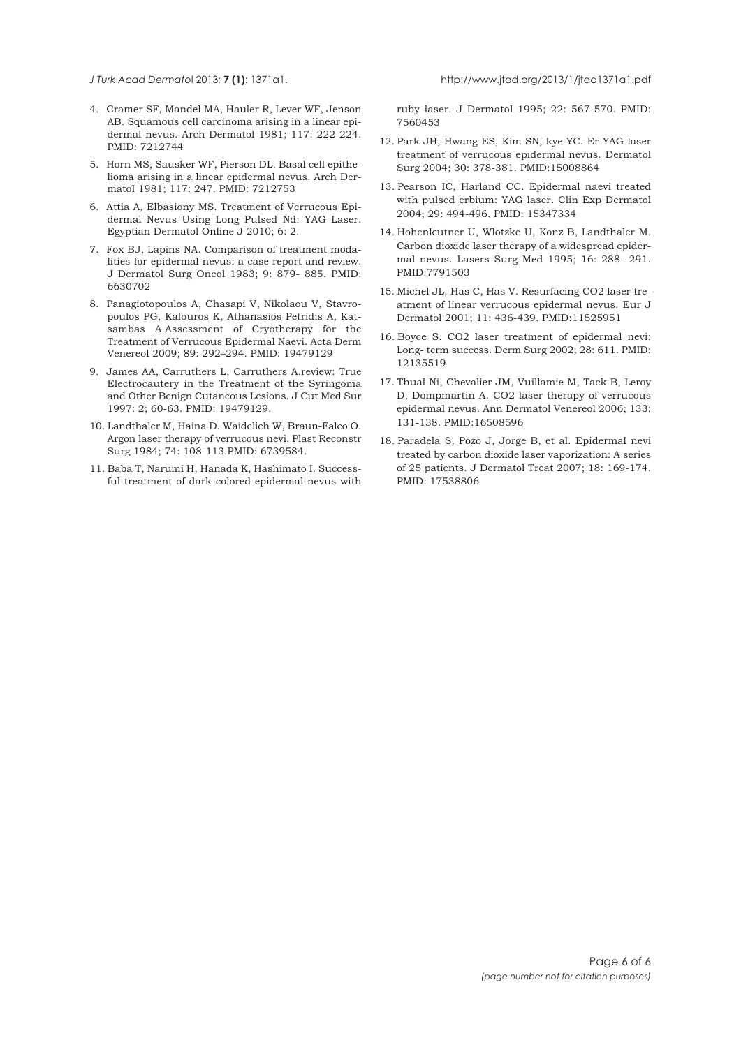4. Cramer SF, Mandel MA, Hauler R, Lever WF, Jenson AB. Squamous cell carcinoma arising in a linear epidermal nevus. Arch Dermatol 1981; 117: 222-224. PMID: 7212744

5. Horn MS, Sausker WF, Pierson DL. Basal cell epithelioma arising in a linear epidermal nevus. Arch DermatoI 1981; 117: 247. PMID: 7212753

6. Attia A, Elbasiony MS. Treatment of Verrucous Epidermal Nevus Using Long Pulsed Nd: YAG Laser. Egyptian Dermatol Online J 2010; 6: 2.

7. Fox BJ, Lapins NA. Comparison of treatment modalities for epidermal nevus: a case report and review. J Dermatol Surg Oncol 1983; 9: 879- 885. PMID: 6630702

8. Panagiotopoulos A, Chasapi V, Nikolaou V, Stavropoulos PG, Kafouros K, Athanasios Petridis A, Katsambas A.Assessment of Cryotherapy for the Treatment of Verrucous Epidermal Naevi. Acta Derm Venereol 2009; 89: 292–294. PMID: 19479129

9. James AA, Carruthers L, Carruthers A.review: True Electrocautery in the Treatment of the Syringoma and Other Benign Cutaneous Lesions. J Cut Med Sur 1997: 2; 60-63. PMID: 19479129.

10. Landthaler M, Haina D. Waidelich W, Braun-Falco O. Argon laser therapy of verrucous nevi. Plast Reconstr Surg 1984; 74: 108-113.PMID: 6739584.

11. Baba T, Narumi H, Hanada K, Hashimato I. Successful treatment of dark-colored epidermal nevus with ruby laser. J Dermatol 1995; 22: 567-570. PMID: 7560453

12. Park JH, Hwang ES, Kim SN, kye YC. Er-YAG laser treatment of verrucous epidermal nevus. Dermatol Surg 2004; 30: 378-381. PMID:15008864

13. Pearson IC, Harland CC. Epidermal naevi treated with pulsed erbium: YAG laser. Clin Exp Dermatol 2004; 29: 494-496. PMID: 15347334

14. Hohenleutner U, Wlotzke U, Konz B, Landthaler M. Carbon dioxide laser therapy of a widespread epidermal nevus. Lasers Surg Med 1995; 16: 288- 291. PMID:7791503

15. Michel JL, Has C, Has V. Resurfacing CO2 laser treatment of linear verrucous epidermal nevus. Eur J Dermatol 2001; 11: 436-439. PMID:11525951

16. Boyce S. CO2 laser treatment of epidermal nevi: Long- term success. Derm Surg 2002; 28: 611. PMID: 12135519

17. Thual Ni, Chevalier JM, Vuillamie M, Tack B, Leroy D, Dompmartin A. CO2 laser therapy of verrucous epidermal nevus. Ann Dermatol Venereol 2006; 133: 131-138. PMID:16508596

18. Paradela S, Pozo J, Jorge B, et al. Epidermal nevi treated by carbon dioxide laser vaporization: A series of 25 patients. J Dermatol Treat 2007; 18: 169-174. PMID: 17538806